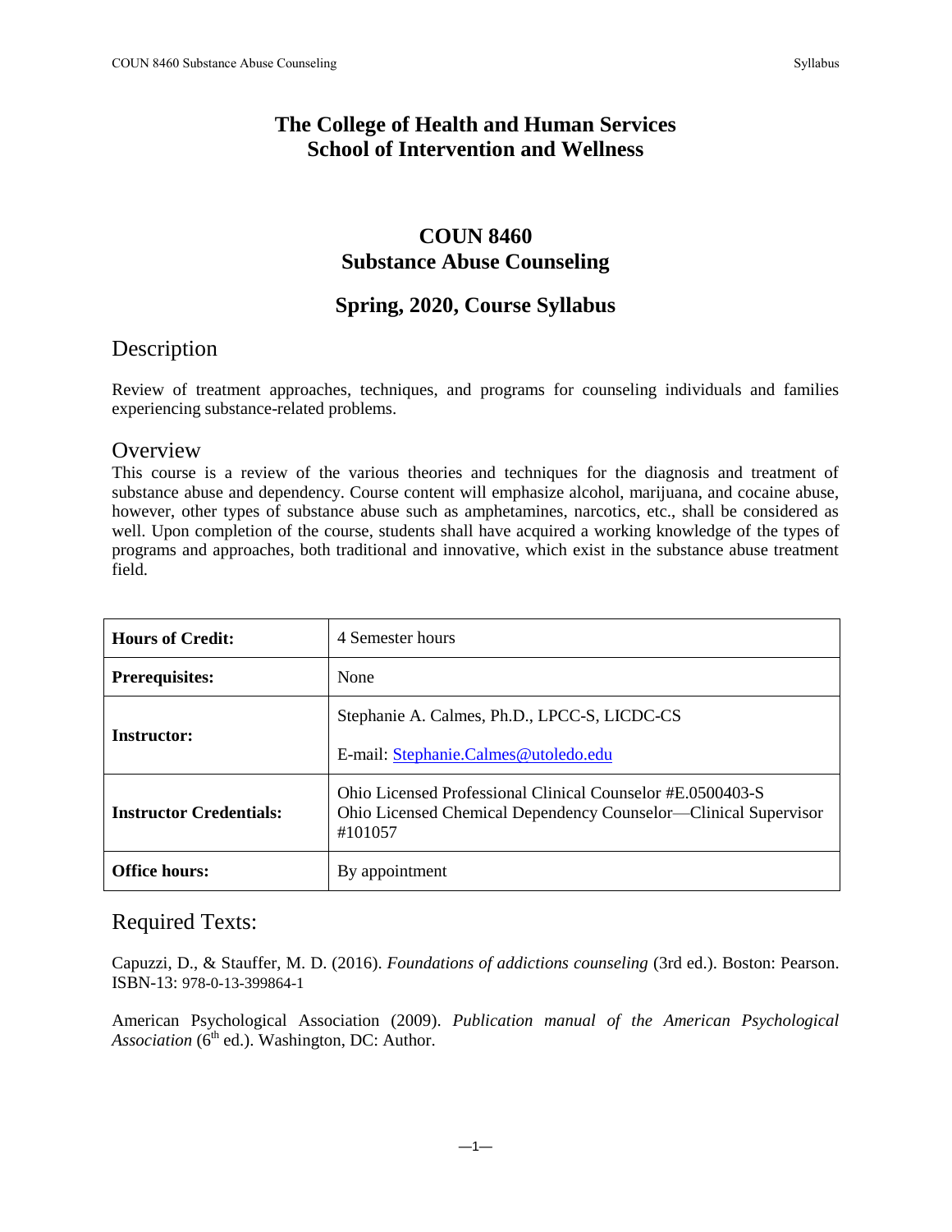# The College of Health and Human Services
# School of Intervention and Wellness

## COUN 8460
## Substance Abuse Counseling

## Spring, 2020, Course Syllabus

## Description

Review of treatment approaches, techniques, and programs for counseling individuals and families experiencing substance-related problems.

## Overview

This course is a review of the various theories and techniques for the diagnosis and treatment of substance abuse and dependency. Course content will emphasize alcohol, marijuana, and cocaine abuse, however, other types of substance abuse such as amphetamines, narcotics, etc., shall be considered as well. Upon completion of the course, students shall have acquired a working knowledge of the types of programs and approaches, both traditional and innovative, which exist in the substance abuse treatment field.

| | |
|---|---|
| **Hours of Credit:** | 4 Semester hours |
| **Prerequisites:** | None |
| **Instructor:** | Stephanie A. Calmes, Ph.D., LPCC-S, LICDC-CS<br>E-mail: Stephanie.Calmes@utoledo.edu |
| **Instructor Credentials:** | Ohio Licensed Professional Clinical Counselor #E.0500403-S<br>Ohio Licensed Chemical Dependency Counselor—Clinical Supervisor #101057 |
| **Office hours:** | By appointment |

## Required Texts:

Capuzzi, D., & Stauffer, M. D. (2016). *Foundations of addictions counseling* (3rd ed.). Boston: Pearson. ISBN-13: 978-0-13-399864-1

American Psychological Association (2009). *Publication manual of the American Psychological Association* (6th ed.). Washington, DC: Author.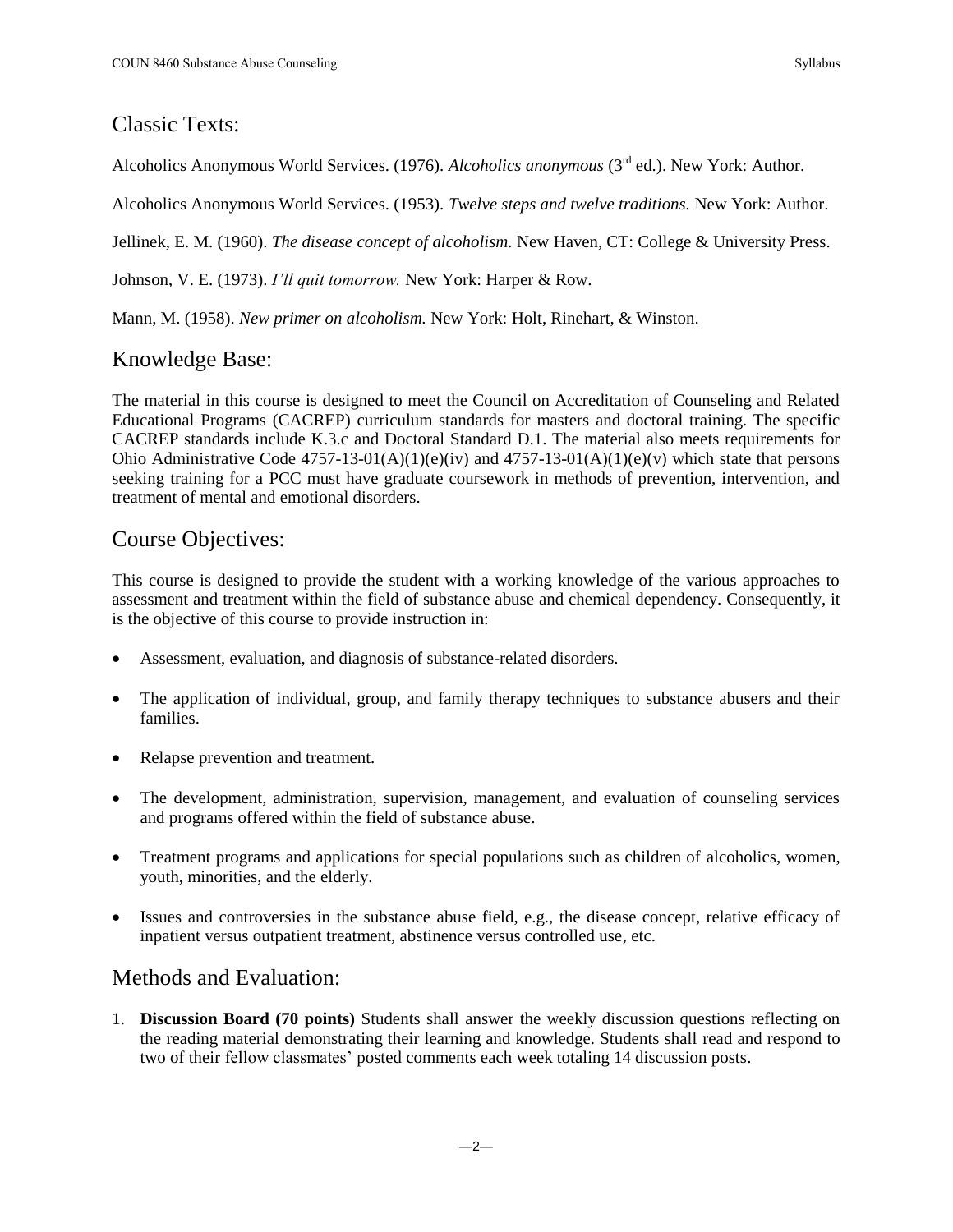## Classic Texts:

Alcoholics Anonymous World Services. (1976). *Alcoholics anonymous* (3rd ed.). New York: Author.

Alcoholics Anonymous World Services. (1953). *Twelve steps and twelve traditions.* New York: Author.

Jellinek, E. M. (1960). *The disease concept of alcoholism.* New Haven, CT: College & University Press.

Johnson, V. E. (1973). *I'll quit tomorrow.* New York: Harper & Row.

Mann, M. (1958). *New primer on alcoholism.* New York: Holt, Rinehart, & Winston.

## Knowledge Base:

The material in this course is designed to meet the Council on Accreditation of Counseling and Related Educational Programs (CACREP) curriculum standards for masters and doctoral training. The specific CACREP standards include K.3.c and Doctoral Standard D.1. The material also meets requirements for Ohio Administrative Code 4757-13-01(A)(1)(e)(iv) and 4757-13-01(A)(1)(e)(v) which state that persons seeking training for a PCC must have graduate coursework in methods of prevention, intervention, and treatment of mental and emotional disorders.

## Course Objectives:

This course is designed to provide the student with a working knowledge of the various approaches to assessment and treatment within the field of substance abuse and chemical dependency. Consequently, it is the objective of this course to provide instruction in:

- Assessment, evaluation, and diagnosis of substance-related disorders.
- The application of individual, group, and family therapy techniques to substance abusers and their families.
- Relapse prevention and treatment.
- The development, administration, supervision, management, and evaluation of counseling services and programs offered within the field of substance abuse.
- Treatment programs and applications for special populations such as children of alcoholics, women, youth, minorities, and the elderly.
- Issues and controversies in the substance abuse field, e.g., the disease concept, relative efficacy of inpatient versus outpatient treatment, abstinence versus controlled use, etc.

## Methods and Evaluation:

1. **Discussion Board (70 points)** Students shall answer the weekly discussion questions reflecting on the reading material demonstrating their learning and knowledge. Students shall read and respond to two of their fellow classmates' posted comments each week totaling 14 discussion posts.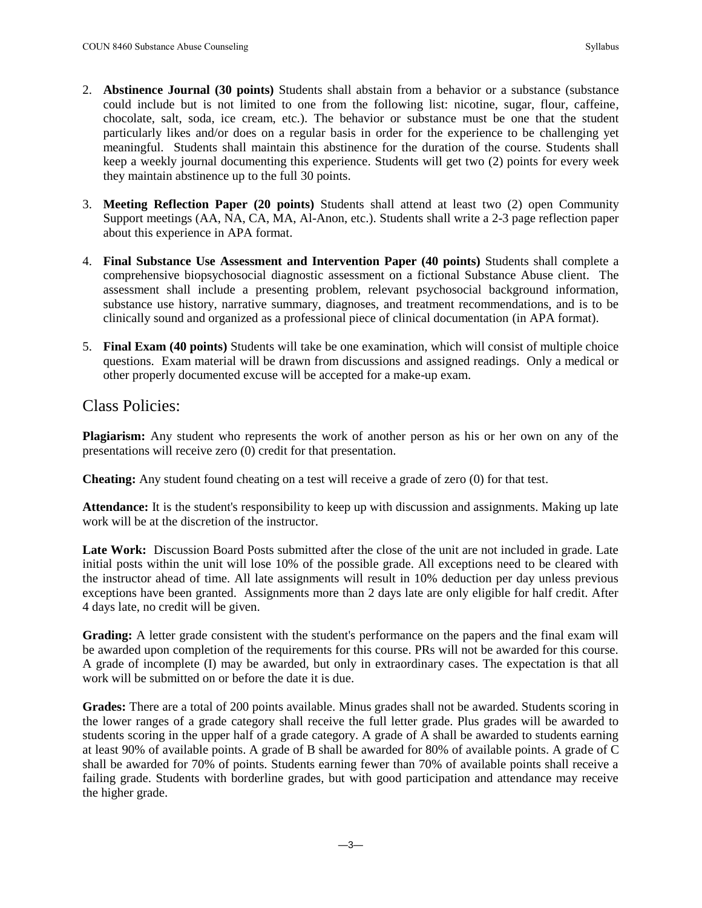2. **Abstinence Journal (30 points)** Students shall abstain from a behavior or a substance (substance could include but is not limited to one from the following list: nicotine, sugar, flour, caffeine, chocolate, salt, soda, ice cream, etc.). The behavior or substance must be one that the student particularly likes and/or does on a regular basis in order for the experience to be challenging yet meaningful. Students shall maintain this abstinence for the duration of the course. Students shall keep a weekly journal documenting this experience. Students will get two (2) points for every week they maintain abstinence up to the full 30 points.

3. **Meeting Reflection Paper (20 points)** Students shall attend at least two (2) open Community Support meetings (AA, NA, CA, MA, Al-Anon, etc.). Students shall write a 2-3 page reflection paper about this experience in APA format.

4. **Final Substance Use Assessment and Intervention Paper (40 points)** Students shall complete a comprehensive biopsychosocial diagnostic assessment on a fictional Substance Abuse client. The assessment shall include a presenting problem, relevant psychosocial background information, substance use history, narrative summary, diagnoses, and treatment recommendations, and is to be clinically sound and organized as a professional piece of clinical documentation (in APA format).

5. **Final Exam (40 points)** Students will take be one examination, which will consist of multiple choice questions. Exam material will be drawn from discussions and assigned readings. Only a medical or other properly documented excuse will be accepted for a make-up exam.

## Class Policies:

**Plagiarism:** Any student who represents the work of another person as his or her own on any of the presentations will receive zero (0) credit for that presentation.

**Cheating:** Any student found cheating on a test will receive a grade of zero (0) for that test.

**Attendance:** It is the student's responsibility to keep up with discussion and assignments. Making up late work will be at the discretion of the instructor.

**Late Work:** Discussion Board Posts submitted after the close of the unit are not included in grade. Late initial posts within the unit will lose 10% of the possible grade. All exceptions need to be cleared with the instructor ahead of time. All late assignments will result in 10% deduction per day unless previous exceptions have been granted. Assignments more than 2 days late are only eligible for half credit. After 4 days late, no credit will be given.

**Grading:** A letter grade consistent with the student's performance on the papers and the final exam will be awarded upon completion of the requirements for this course. PRs will not be awarded for this course. A grade of incomplete (I) may be awarded, but only in extraordinary cases. The expectation is that all work will be submitted on or before the date it is due.

**Grades:** There are a total of 200 points available. Minus grades shall not be awarded. Students scoring in the lower ranges of a grade category shall receive the full letter grade. Plus grades will be awarded to students scoring in the upper half of a grade category. A grade of A shall be awarded to students earning at least 90% of available points. A grade of B shall be awarded for 80% of available points. A grade of C shall be awarded for 70% of points. Students earning fewer than 70% of available points shall receive a failing grade. Students with borderline grades, but with good participation and attendance may receive the higher grade.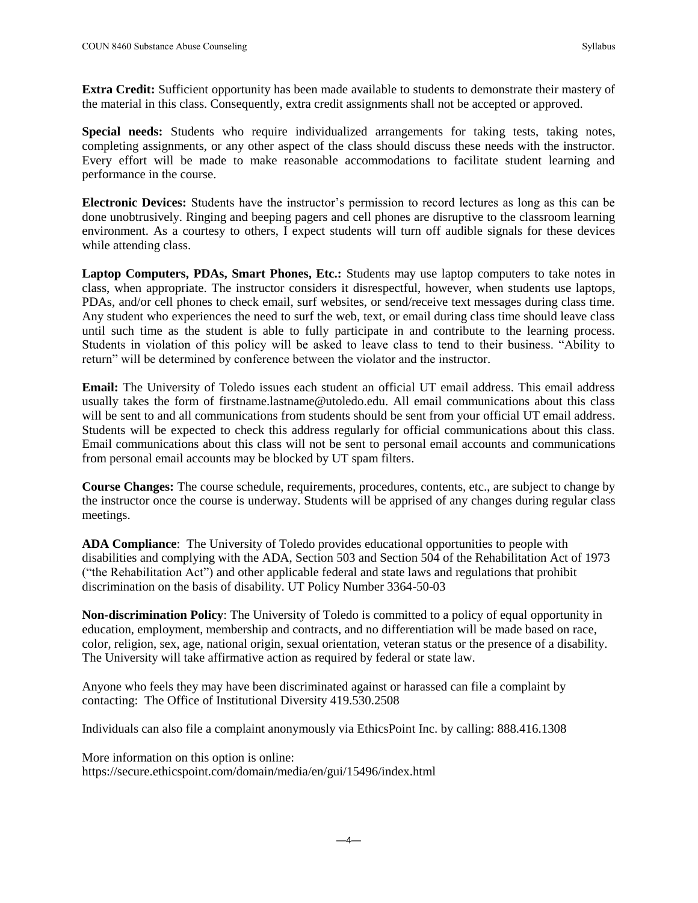**Extra Credit:** Sufficient opportunity has been made available to students to demonstrate their mastery of the material in this class. Consequently, extra credit assignments shall not be accepted or approved.

**Special needs:** Students who require individualized arrangements for taking tests, taking notes, completing assignments, or any other aspect of the class should discuss these needs with the instructor. Every effort will be made to make reasonable accommodations to facilitate student learning and performance in the course.

**Electronic Devices:** Students have the instructor's permission to record lectures as long as this can be done unobtrusively. Ringing and beeping pagers and cell phones are disruptive to the classroom learning environment. As a courtesy to others, I expect students will turn off audible signals for these devices while attending class.

**Laptop Computers, PDAs, Smart Phones, Etc.:** Students may use laptop computers to take notes in class, when appropriate. The instructor considers it disrespectful, however, when students use laptops, PDAs, and/or cell phones to check email, surf websites, or send/receive text messages during class time. Any student who experiences the need to surf the web, text, or email during class time should leave class until such time as the student is able to fully participate in and contribute to the learning process. Students in violation of this policy will be asked to leave class to tend to their business. "Ability to return" will be determined by conference between the violator and the instructor.

**Email:** The University of Toledo issues each student an official UT email address. This email address usually takes the form of firstname.lastname@utoledo.edu. All email communications about this class will be sent to and all communications from students should be sent from your official UT email address. Students will be expected to check this address regularly for official communications about this class. Email communications about this class will not be sent to personal email accounts and communications from personal email accounts may be blocked by UT spam filters.

**Course Changes:** The course schedule, requirements, procedures, contents, etc., are subject to change by the instructor once the course is underway. Students will be apprised of any changes during regular class meetings.

**ADA Compliance**: The University of Toledo provides educational opportunities to people with disabilities and complying with the ADA, Section 503 and Section 504 of the Rehabilitation Act of 1973 ("the Rehabilitation Act") and other applicable federal and state laws and regulations that prohibit discrimination on the basis of disability. UT Policy Number 3364-50-03

**Non-discrimination Policy**: The University of Toledo is committed to a policy of equal opportunity in education, employment, membership and contracts, and no differentiation will be made based on race, color, religion, sex, age, national origin, sexual orientation, veteran status or the presence of a disability. The University will take affirmative action as required by federal or state law.

Anyone who feels they may have been discriminated against or harassed can file a complaint by contacting: The Office of Institutional Diversity 419.530.2508

Individuals can also file a complaint anonymously via EthicsPoint Inc. by calling: 888.416.1308

More information on this option is online:
https://secure.ethicspoint.com/domain/media/en/gui/15496/index.html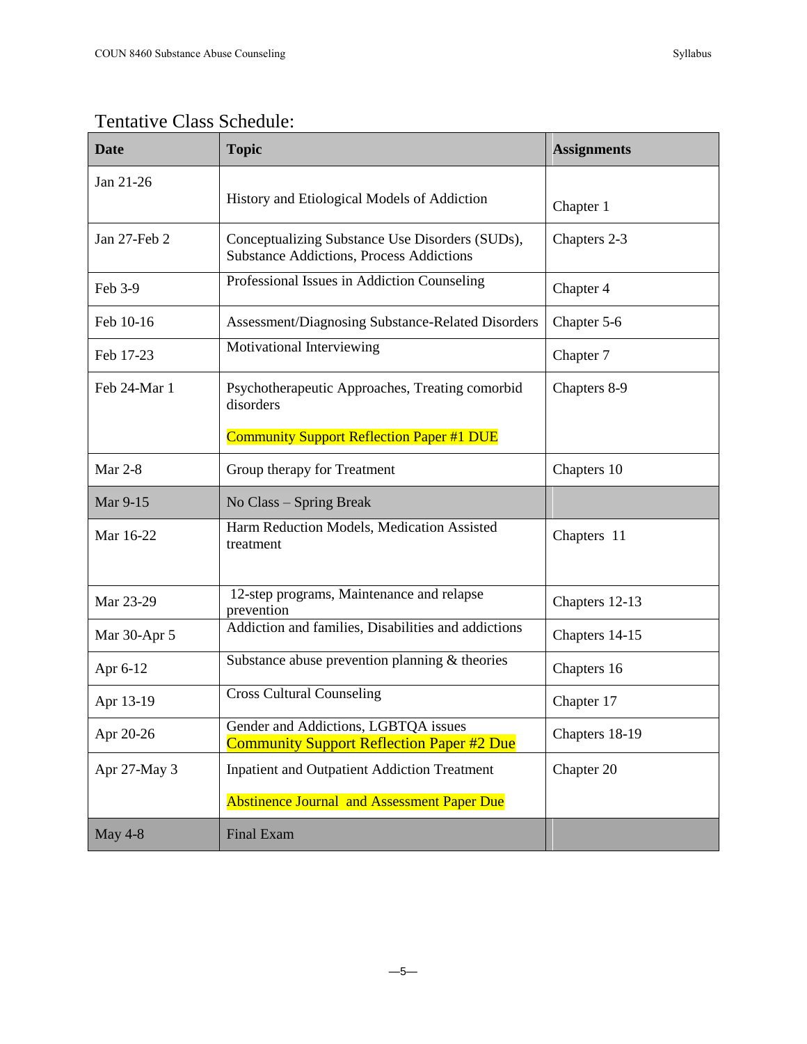## Tentative Class Schedule:

| Date | Topic | Assignments |
|---|---|---|
| Jan 21-26 | History and Etiological Models of Addiction | Chapter 1 |
| Jan 27-Feb 2 | Conceptualizing Substance Use Disorders (SUDs), Substance Addictions, Process Addictions | Chapters 2-3 |
| Feb 3-9 | Professional Issues in Addiction Counseling | Chapter 4 |
| Feb 10-16 | Assessment/Diagnosing Substance-Related Disorders | Chapter 5-6 |
| Feb 17-23 | Motivational Interviewing | Chapter 7 |
| Feb 24-Mar 1 | Psychotherapeutic Approaches, Treating comorbid disorders<br><br>Community Support Reflection Paper #1 DUE | Chapters 8-9 |
| Mar 2-8 | Group therapy for Treatment | Chapters 10 |
| Mar 9-15 | No Class – Spring Break | |
| Mar 16-22 | Harm Reduction Models, Medication Assisted treatment | Chapters 11 |
| Mar 23-29 | 12-step programs, Maintenance and relapse prevention | Chapters 12-13 |
| Mar 30-Apr 5 | Addiction and families, Disabilities and addictions | Chapters 14-15 |
| Apr 6-12 | Substance abuse prevention planning & theories | Chapters 16 |
| Apr 13-19 | Cross Cultural Counseling | Chapter 17 |
| Apr 20-26 | Gender and Addictions, LGBTQA issues<br>Community Support Reflection Paper #2 Due | Chapters 18-19 |
| Apr 27-May 3 | Inpatient and Outpatient Addiction Treatment<br><br>Abstinence Journal and Assessment Paper Due | Chapter 20 |
| May 4-8 | Final Exam | |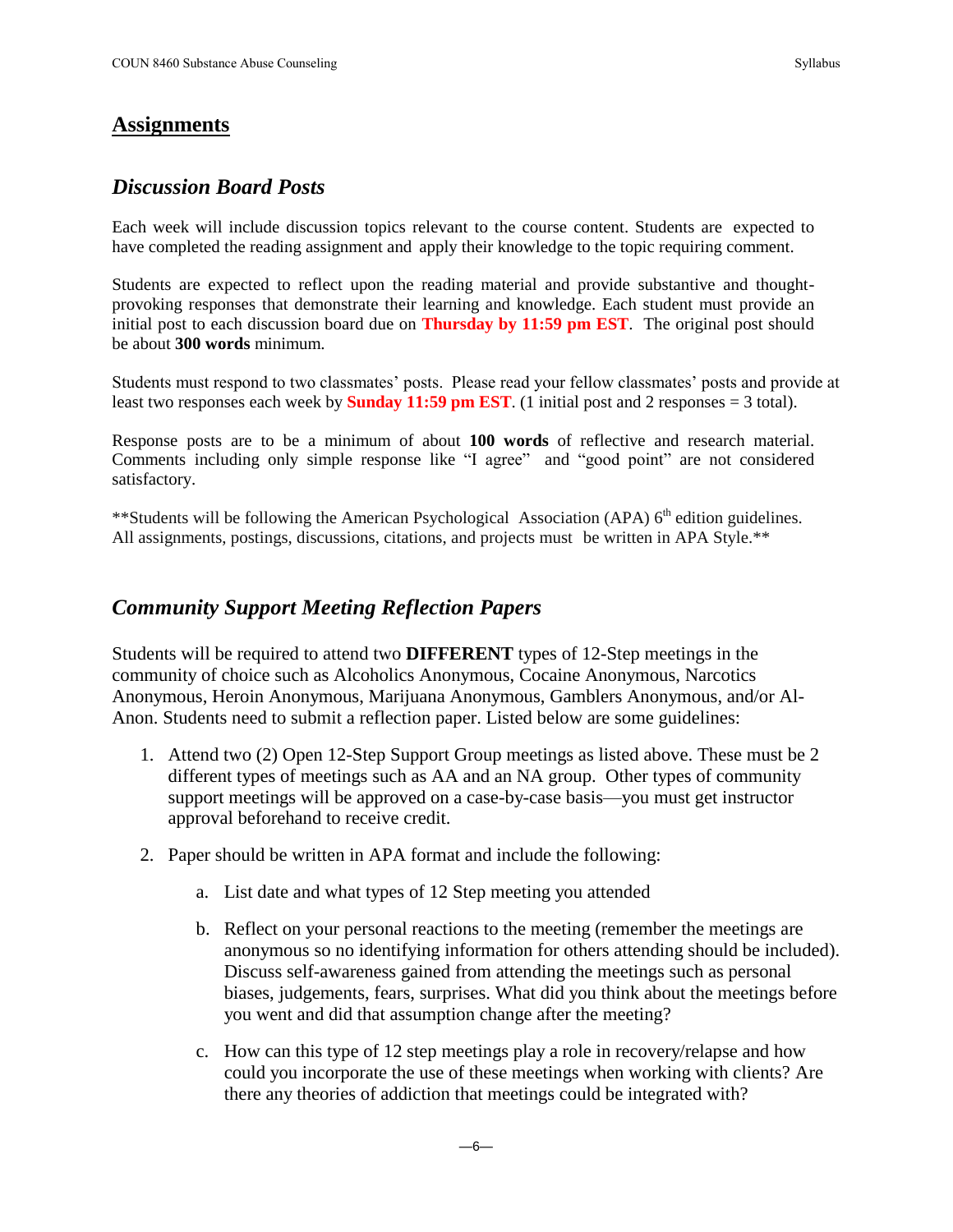## Assignments

### *Discussion Board Posts*

Each week will include discussion topics relevant to the course content. Students are expected to have completed the reading assignment and apply their knowledge to the topic requiring comment.

Students are expected to reflect upon the reading material and provide substantive and thought-provoking responses that demonstrate their learning and knowledge. Each student must provide an initial post to each discussion board due on **Thursday by 11:59 pm EST**. The original post should be about **300 words** minimum.

Students must respond to two classmates' posts. Please read your fellow classmates' posts and provide at least two responses each week by **Sunday 11:59 pm EST**. (1 initial post and 2 responses = 3 total).

Response posts are to be a minimum of about **100 words** of reflective and research material. Comments including only simple response like "I agree" and "good point" are not considered satisfactory.

**Students will be following the American Psychological Association (APA) 6th edition guidelines. All assignments, postings, discussions, citations, and projects must be written in APA Style.**

### *Community Support Meeting Reflection Papers*

Students will be required to attend two **DIFFERENT** types of 12-Step meetings in the community of choice such as Alcoholics Anonymous, Cocaine Anonymous, Narcotics Anonymous, Heroin Anonymous, Marijuana Anonymous, Gamblers Anonymous, and/or Al-Anon. Students need to submit a reflection paper. Listed below are some guidelines:

1. Attend two (2) Open 12-Step Support Group meetings as listed above. These must be 2 different types of meetings such as AA and an NA group. Other types of community support meetings will be approved on a case-by-case basis—you must get instructor approval beforehand to receive credit.
2. Paper should be written in APA format and include the following:
    a. List date and what types of 12 Step meeting you attended
    b. Reflect on your personal reactions to the meeting (remember the meetings are anonymous so no identifying information for others attending should be included). Discuss self-awareness gained from attending the meetings such as personal biases, judgements, fears, surprises. What did you think about the meetings before you went and did that assumption change after the meeting?
    c. How can this type of 12 step meetings play a role in recovery/relapse and how could you incorporate the use of these meetings when working with clients? Are there any theories of addiction that meetings could be integrated with?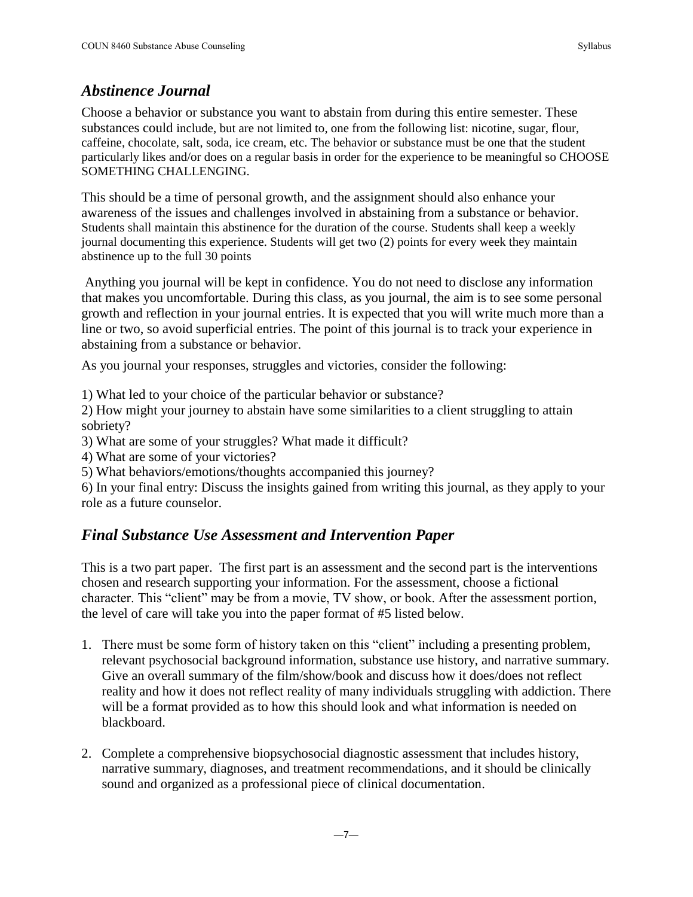## *Abstinence Journal*

Choose a behavior or substance you want to abstain from during this entire semester. These substances could include, but are not limited to, one from the following list: nicotine, sugar, flour, caffeine, chocolate, salt, soda, ice cream, etc. The behavior or substance must be one that the student particularly likes and/or does on a regular basis in order for the experience to be meaningful so CHOOSE SOMETHING CHALLENGING.

This should be a time of personal growth, and the assignment should also enhance your awareness of the issues and challenges involved in abstaining from a substance or behavior. Students shall maintain this abstinence for the duration of the course. Students shall keep a weekly journal documenting this experience. Students will get two (2) points for every week they maintain abstinence up to the full 30 points

Anything you journal will be kept in confidence. You do not need to disclose any information that makes you uncomfortable. During this class, as you journal, the aim is to see some personal growth and reflection in your journal entries. It is expected that you will write much more than a line or two, so avoid superficial entries. The point of this journal is to track your experience in abstaining from a substance or behavior.

As you journal your responses, struggles and victories, consider the following:

1) What led to your choice of the particular behavior or substance?
2) How might your journey to abstain have some similarities to a client struggling to attain sobriety?
3) What are some of your struggles? What made it difficult?
4) What are some of your victories?
5) What behaviors/emotions/thoughts accompanied this journey?
6) In your final entry: Discuss the insights gained from writing this journal, as they apply to your role as a future counselor.

## *Final Substance Use Assessment and Intervention Paper*

This is a two part paper. The first part is an assessment and the second part is the interventions chosen and research supporting your information. For the assessment, choose a fictional character. This "client" may be from a movie, TV show, or book. After the assessment portion, the level of care will take you into the paper format of #5 listed below.

1. There must be some form of history taken on this "client" including a presenting problem, relevant psychosocial background information, substance use history, and narrative summary. Give an overall summary of the film/show/book and discuss how it does/does not reflect reality and how it does not reflect reality of many individuals struggling with addiction. There will be a format provided as to how this should look and what information is needed on blackboard.
2. Complete a comprehensive biopsychosocial diagnostic assessment that includes history, narrative summary, diagnoses, and treatment recommendations, and it should be clinically sound and organized as a professional piece of clinical documentation.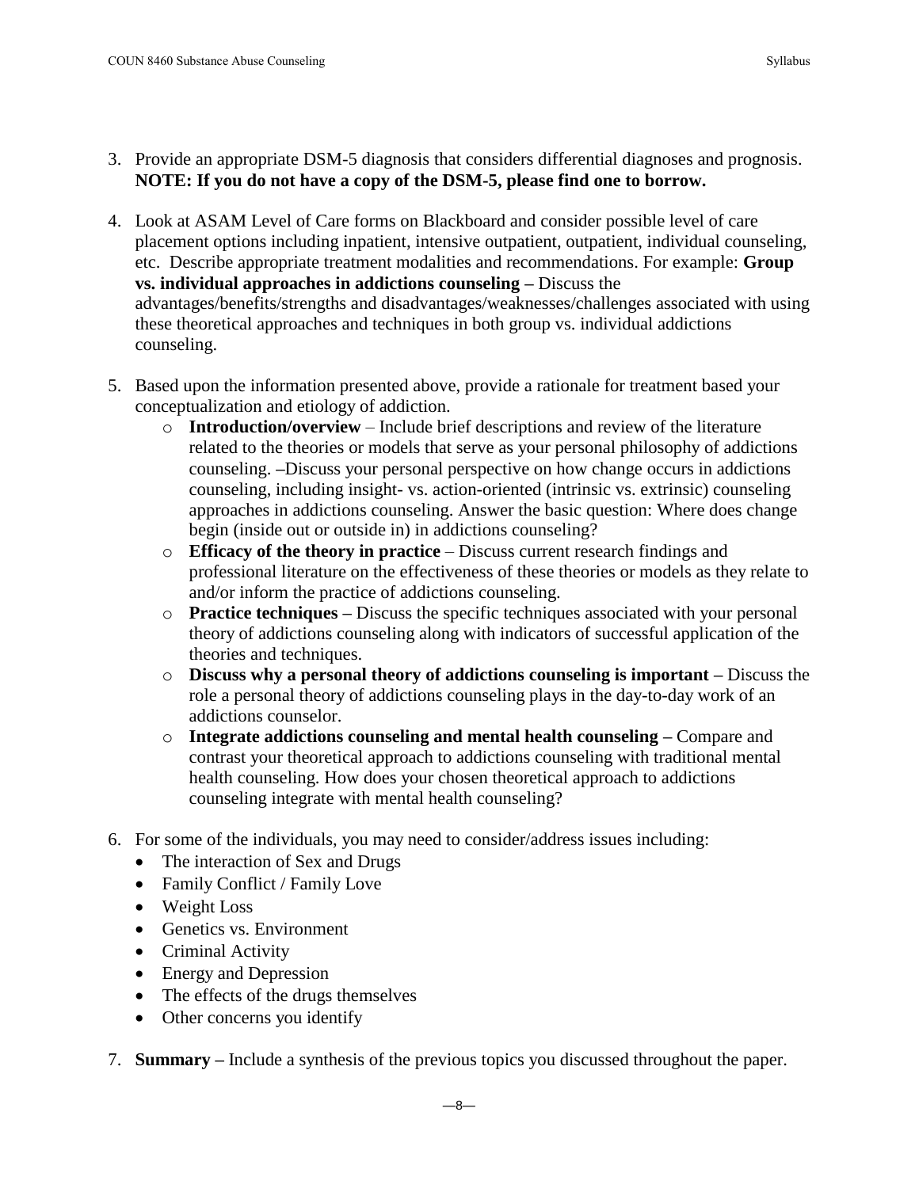3. Provide an appropriate DSM-5 diagnosis that considers differential diagnoses and prognosis. **NOTE: If you do not have a copy of the DSM-5, please find one to borrow.**

4. Look at ASAM Level of Care forms on Blackboard and consider possible level of care placement options including inpatient, intensive outpatient, outpatient, individual counseling, etc. Describe appropriate treatment modalities and recommendations. For example: **Group vs. individual approaches in addictions counseling –** Discuss the advantages/benefits/strengths and disadvantages/weaknesses/challenges associated with using these theoretical approaches and techniques in both group vs. individual addictions counseling.

5. Based upon the information presented above, provide a rationale for treatment based your conceptualization and etiology of addiction.
   - **Introduction/overview** – Include brief descriptions and review of the literature related to the theories or models that serve as your personal philosophy of addictions counseling. –Discuss your personal perspective on how change occurs in addictions counseling, including insight- vs. action-oriented (intrinsic vs. extrinsic) counseling approaches in addictions counseling. Answer the basic question: Where does change begin (inside out or outside in) in addictions counseling?
   - **Efficacy of the theory in practice** – Discuss current research findings and professional literature on the effectiveness of these theories or models as they relate to and/or inform the practice of addictions counseling.
   - **Practice techniques –** Discuss the specific techniques associated with your personal theory of addictions counseling along with indicators of successful application of the theories and techniques.
   - **Discuss why a personal theory of addictions counseling is important –** Discuss the role a personal theory of addictions counseling plays in the day-to-day work of an addictions counselor.
   - **Integrate addictions counseling and mental health counseling –** Compare and contrast your theoretical approach to addictions counseling with traditional mental health counseling. How does your chosen theoretical approach to addictions counseling integrate with mental health counseling?

6. For some of the individuals, you may need to consider/address issues including:
   - The interaction of Sex and Drugs
   - Family Conflict / Family Love
   - Weight Loss
   - Genetics vs. Environment
   - Criminal Activity
   - Energy and Depression
   - The effects of the drugs themselves
   - Other concerns you identify

7. **Summary –** Include a synthesis of the previous topics you discussed throughout the paper.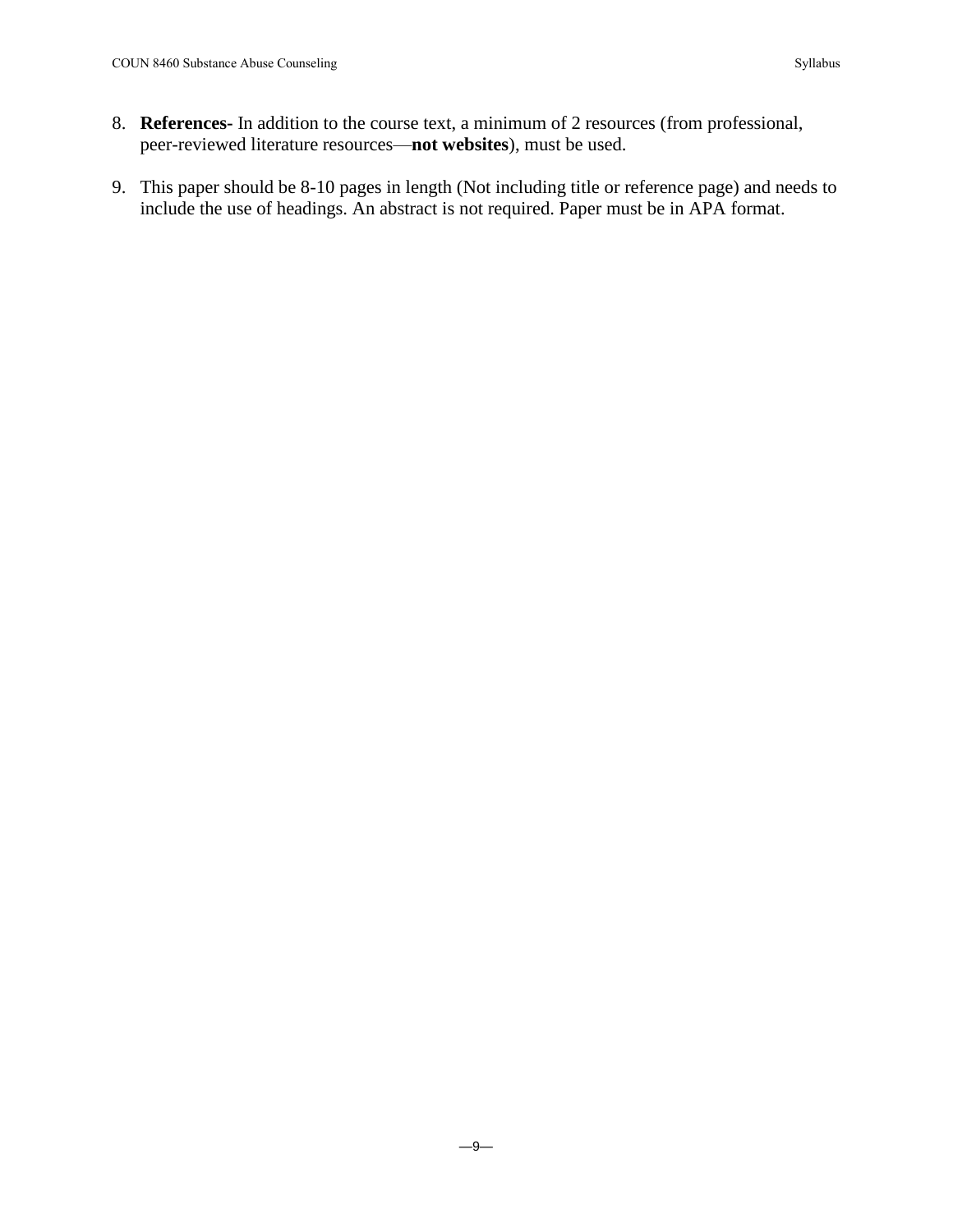8. **References-** In addition to the course text, a minimum of 2 resources (from professional, peer-reviewed literature resources—**not websites**), must be used.

9. This paper should be 8-10 pages in length (Not including title or reference page) and needs to include the use of headings. An abstract is not required. Paper must be in APA format.